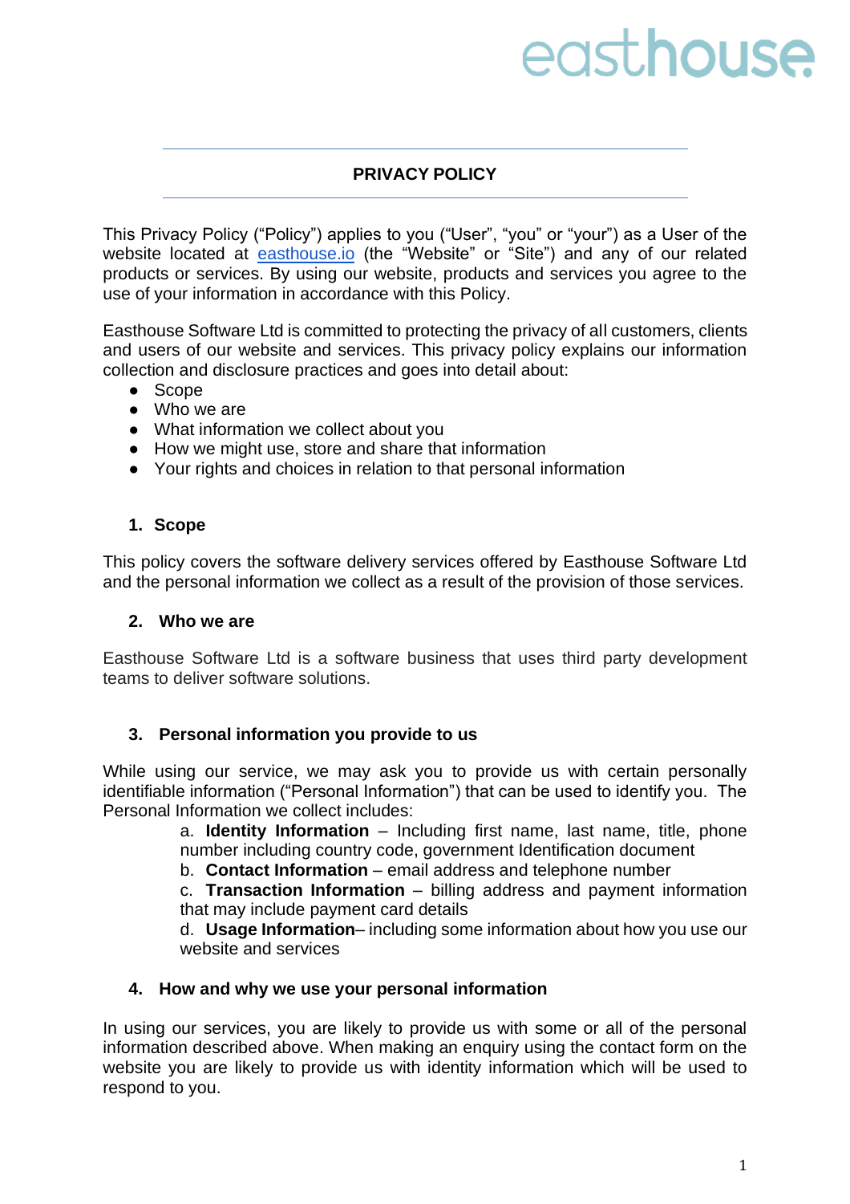easthouse

# PRIVACY POLICY

This Privacy Policy ("Policy") applies to you ("User", "you" or "your") as a User of the website located at [easthouse.io](easthouse.io) (the "Website" or "Site") and any of our related products or services. By using our website, products and services you agree to the use of your information in accordance with this Policy.

Easthouse Software Ltd is committed to protecting the privacy of all customers, clients and users of our website and services. This privacy policy explains our information collection and disclosure practices and goes into detail about:

- Scope
- Who we are
- What information we collect about you
- How we might use, store and share that information
- Your rights and choices in relation to that personal information

## 1. Scope

This policy covers the software delivery services offered by Easthouse Software Ltd and the personal information we collect as a result of the provision of those services.

## 2. Who we are

Easthouse Software Ltd is a software business that uses third party development teams to deliver software solutions.

## 3. Personal information you provide to us

While using our service, we may ask you to provide us with certain personally identifiable information ("Personal Information") that can be used to identify you. The Personal Information we collect includes:

a. **Identity Information** – Including first name, last name, title, phone number including country code, government Identification document

b. **Contact Information** – email address and telephone number

c. **Transaction Information** – billing address and payment information that may include payment card details

d. **Usage Information**– including some information about how you use our website and services

## 4. How and why we use your personal information

In using our services, you are likely to provide us with some or all of the personal information described above. When making an enquiry using the contact form on the website you are likely to provide us with identity information which will be used to respond to you.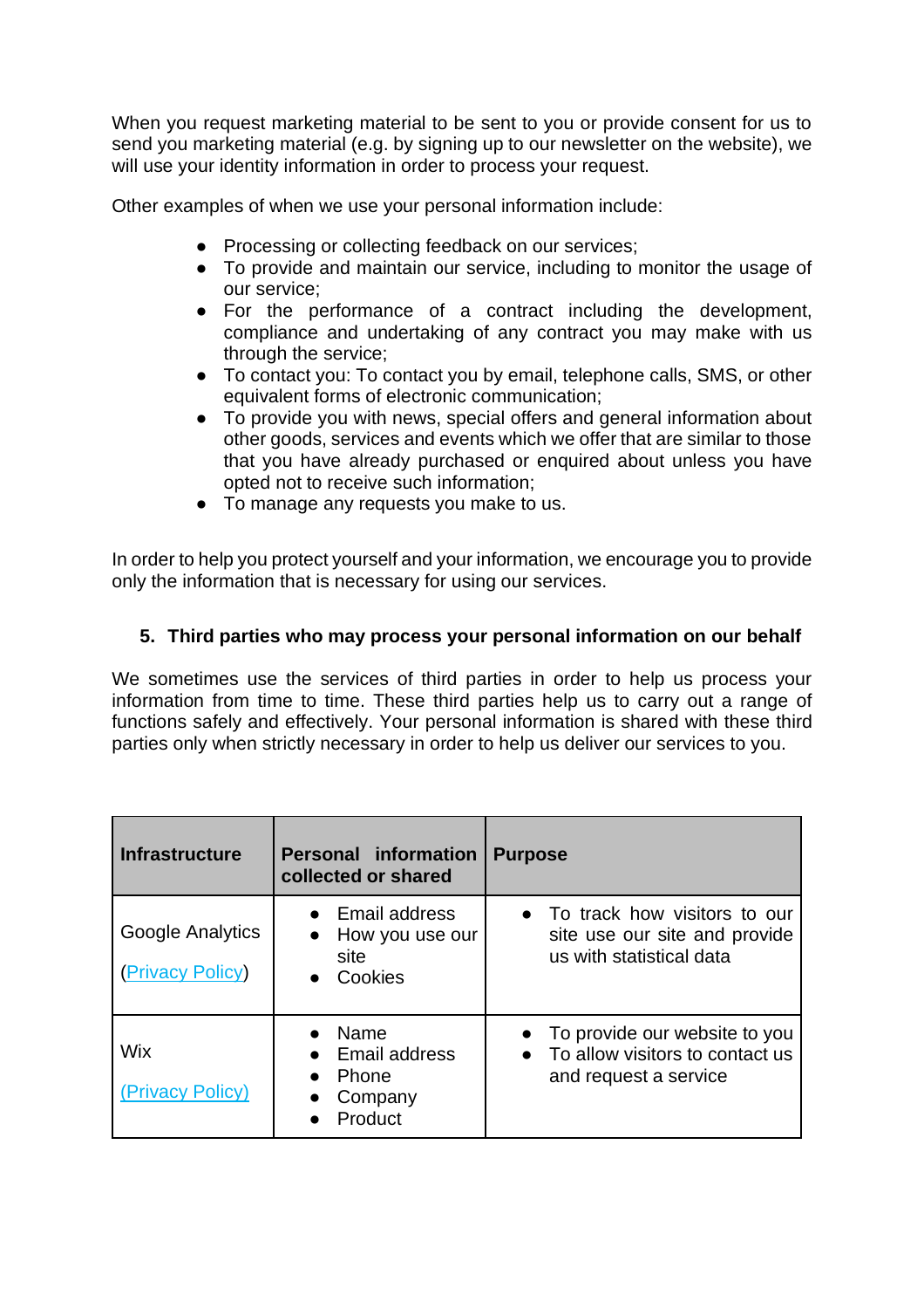When you request marketing material to be sent to you or provide consent for us to send you marketing material (e.g. by signing up to our newsletter on the website), we will use your identity information in order to process your request.

Other examples of when we use your personal information include:

- Processing or collecting feedback on our services;
- To provide and maintain our service, including to monitor the usage of our service;
- For the performance of a contract including the development, compliance and undertaking of any contract you may make with us through the service;
- To contact you: To contact you by email, telephone calls, SMS, or other equivalent forms of electronic communication;
- To provide you with news, special offers and general information about other goods, services and events which we offer that are similar to those that you have already purchased or enquired about unless you have opted not to receive such information;
- To manage any requests you make to us.

In order to help you protect yourself and your information, we encourage you to provide only the information that is necessary for using our services.

## 5. Third parties who may process your personal information on our behalf

We sometimes use the services of third parties in order to help us process your information from time to time. These third parties help us to carry out a range of functions safely and effectively. Your personal information is shared with these third parties only when strictly necessary in order to help us deliver our services to you.

| Infrastructure | Personal information collected or shared | Purpose |
| --- | --- | --- |
| Google Analytics<br><br>(Privacy Policy) | • Email address<br>• How you use our site<br>• Cookies | • To track how visitors to our site use our site and provide us with statistical data |
| Wix<br><br>(Privacy Policy) | • Name<br>• Email address<br>• Phone<br>• Company<br>• Product | • To provide our website to you<br>• To allow visitors to contact us and request a service |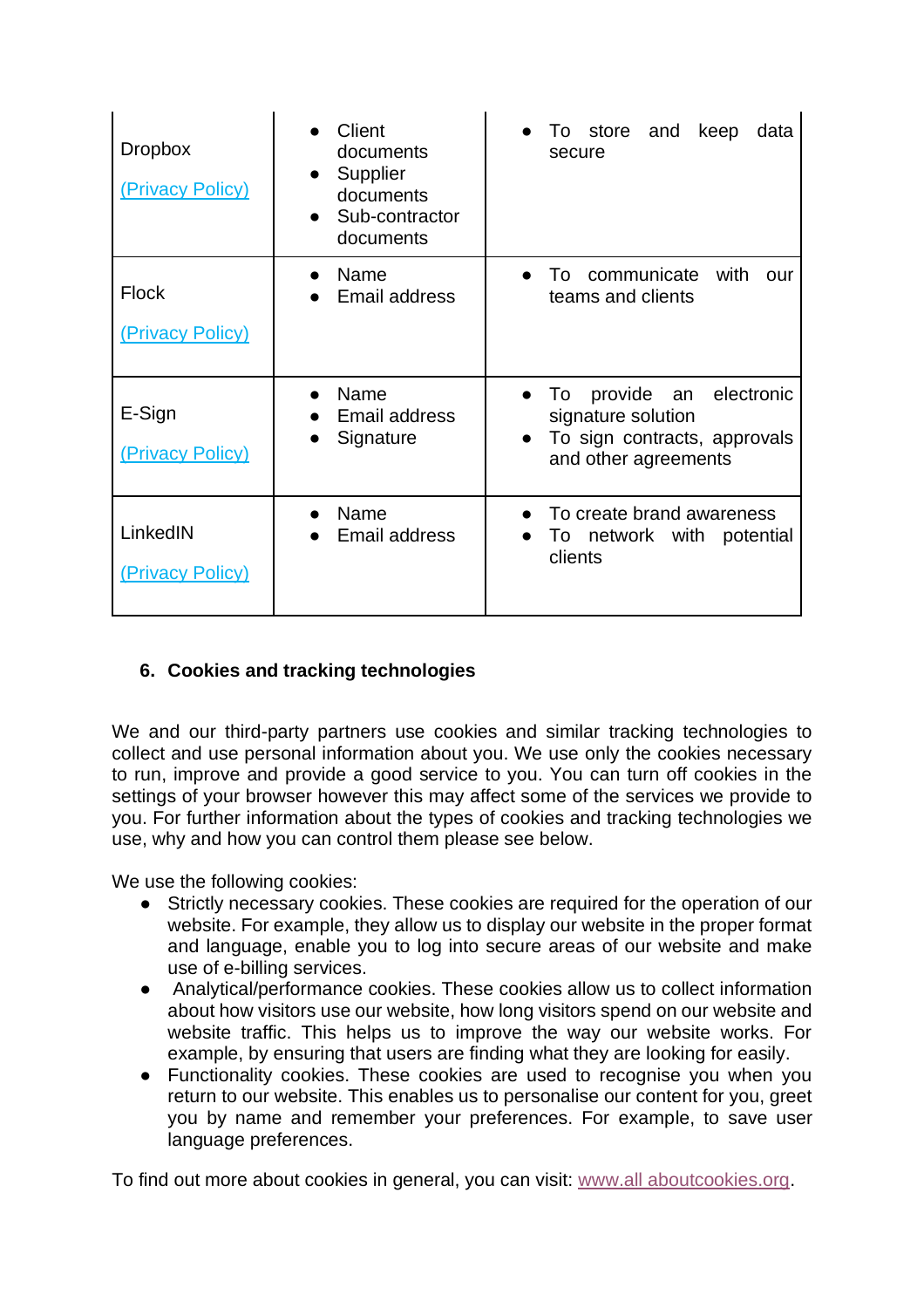| | | |
|---|---|---|
| Dropbox<br>(Privacy Policy) | • Client documents<br>• Supplier documents<br>• Sub-contractor documents | • To store and keep data secure |
| Flock<br>(Privacy Policy) | • Name<br>• Email address | • To communicate with our teams and clients |
| E-Sign<br>(Privacy Policy) | • Name<br>• Email address<br>• Signature | • To provide an electronic signature solution<br>• To sign contracts, approvals and other agreements |
| LinkedIN<br>(Privacy Policy) | • Name<br>• Email address | • To create brand awareness<br>• To network with potential clients |

## 6. Cookies and tracking technologies

We and our third-party partners use cookies and similar tracking technologies to collect and use personal information about you. We use only the cookies necessary to run, improve and provide a good service to you. You can turn off cookies in the settings of your browser however this may affect some of the services we provide to you. For further information about the types of cookies and tracking technologies we use, why and how you can control them please see below.

We use the following cookies:

- Strictly necessary cookies. These cookies are required for the operation of our website. For example, they allow us to display our website in the proper format and language, enable you to log into secure areas of our website and make use of e-billing services.
- Analytical/performance cookies. These cookies allow us to collect information about how visitors use our website, how long visitors spend on our website and website traffic. This helps us to improve the way our website works. For example, by ensuring that users are finding what they are looking for easily.
- Functionality cookies. These cookies are used to recognise you when you return to our website. This enables us to personalise our content for you, greet you by name and remember your preferences. For example, to save user language preferences.

To find out more about cookies in general, you can visit: www.all aboutcookies.org.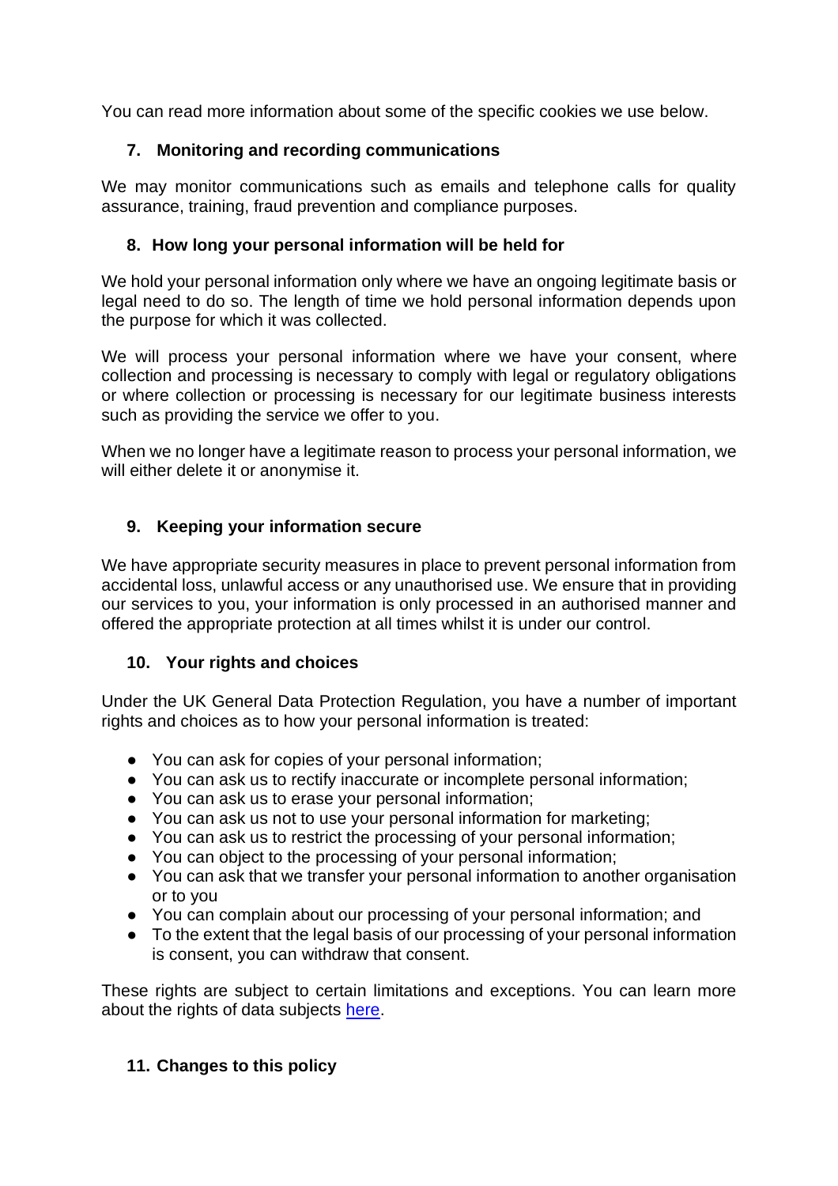You can read more information about some of the specific cookies we use below.

## 7. Monitoring and recording communications

We may monitor communications such as emails and telephone calls for quality assurance, training, fraud prevention and compliance purposes.

## 8. How long your personal information will be held for

We hold your personal information only where we have an ongoing legitimate basis or legal need to do so. The length of time we hold personal information depends upon the purpose for which it was collected.

We will process your personal information where we have your consent, where collection and processing is necessary to comply with legal or regulatory obligations or where collection or processing is necessary for our legitimate business interests such as providing the service we offer to you.

When we no longer have a legitimate reason to process your personal information, we will either delete it or anonymise it.

## 9. Keeping your information secure

We have appropriate security measures in place to prevent personal information from accidental loss, unlawful access or any unauthorised use. We ensure that in providing our services to you, your information is only processed in an authorised manner and offered the appropriate protection at all times whilst it is under our control.

## 10. Your rights and choices

Under the UK General Data Protection Regulation, you have a number of important rights and choices as to how your personal information is treated:

- You can ask for copies of your personal information;
- You can ask us to rectify inaccurate or incomplete personal information;
- You can ask us to erase your personal information;
- You can ask us not to use your personal information for marketing;
- You can ask us to restrict the processing of your personal information;
- You can object to the processing of your personal information;
- You can ask that we transfer your personal information to another organisation or to you
- You can complain about our processing of your personal information; and
- To the extent that the legal basis of our processing of your personal information is consent, you can withdraw that consent.

These rights are subject to certain limitations and exceptions. You can learn more about the rights of data subjects here.

## 11. Changes to this policy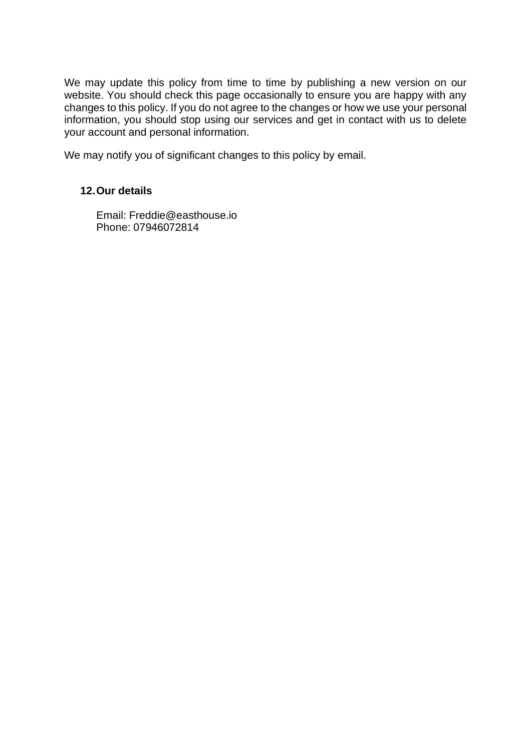We may update this policy from time to time by publishing a new version on our website. You should check this page occasionally to ensure you are happy with any changes to this policy. If you do not agree to the changes or how we use your personal information, you should stop using our services and get in contact with us to delete your account and personal information.

We may notify you of significant changes to this policy by email.

## 12. Our details

Email: Freddie@easthouse.io
Phone: 07946072814